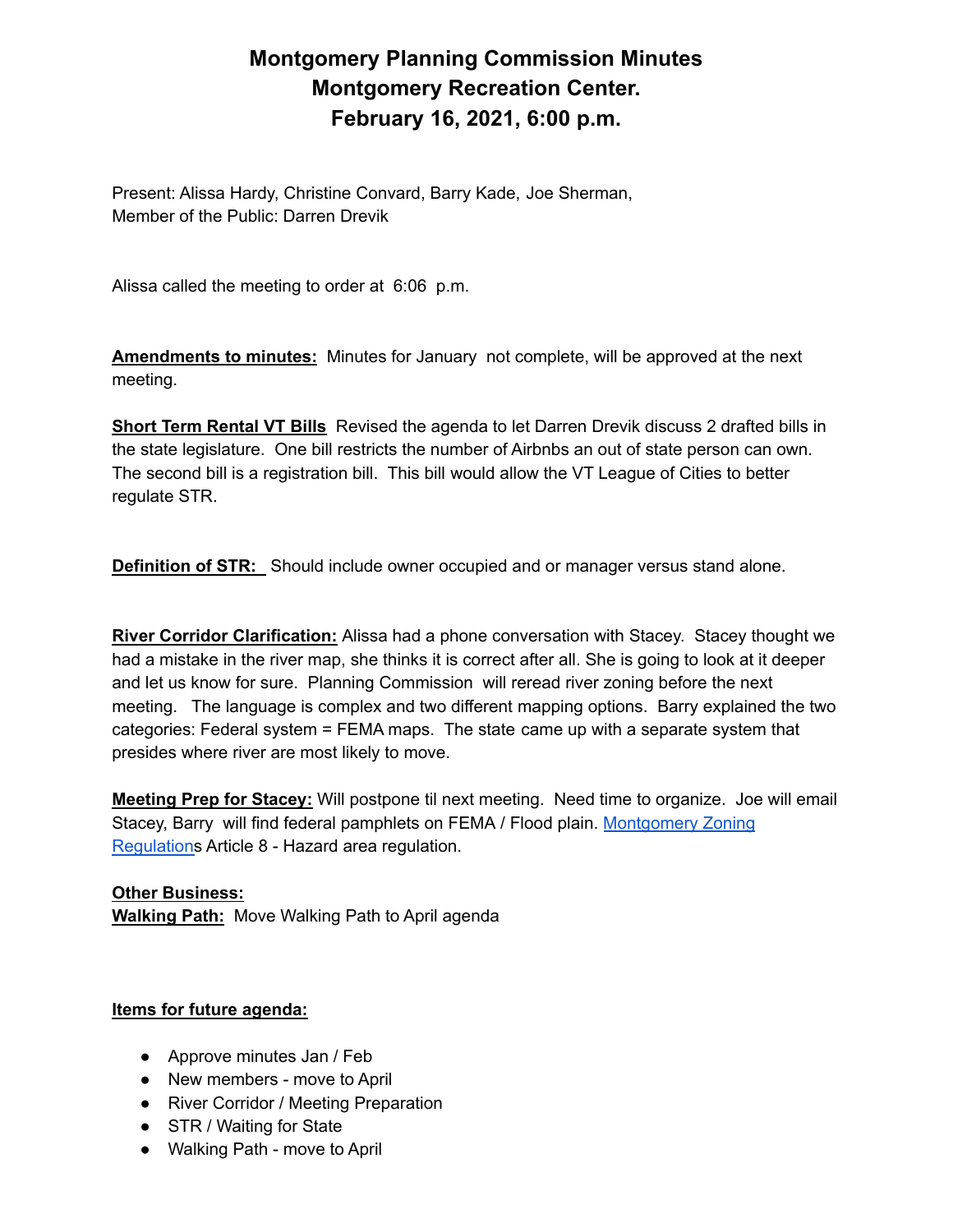# Montgomery Planning Commission Minutes
# Montgomery Recreation Center.
# February 16, 2021, 6:00 p.m.

Present: Alissa Hardy, Christine Convard, Barry Kade, Joe Sherman,
Member of the Public: Darren Drevik

Alissa called the meeting to order at 6:06 p.m.

**Amendments to minutes:** Minutes for January not complete, will be approved at the next meeting.

**Short Term Rental VT Bills** Revised the agenda to let Darren Drevik discuss 2 drafted bills in the state legislature. One bill restricts the number of Airbnbs an out of state person can own. The second bill is a registration bill. This bill would allow the VT League of Cities to better regulate STR.

**Definition of STR:** Should include owner occupied and or manager versus stand alone.

**River Corridor Clarification:** Alissa had a phone conversation with Stacey. Stacey thought we had a mistake in the river map, she thinks it is correct after all. She is going to look at it deeper and let us know for sure. Planning Commission will reread river zoning before the next meeting. The language is complex and two different mapping options. Barry explained the two categories: Federal system = FEMA maps. The state came up with a separate system that presides where river are most likely to move.

**Meeting Prep for Stacey:** Will postpone til next meeting. Need time to organize. Joe will email Stacey, Barry will find federal pamphlets on FEMA / Flood plain. Montgomery Zoning Regulations Article 8 - Hazard area regulation.

**Other Business:**
**Walking Path:** Move Walking Path to April agenda

**Items for future agenda:**

- Approve minutes Jan / Feb
- New members - move to April
- River Corridor / Meeting Preparation
- STR / Waiting for State
- Walking Path - move to April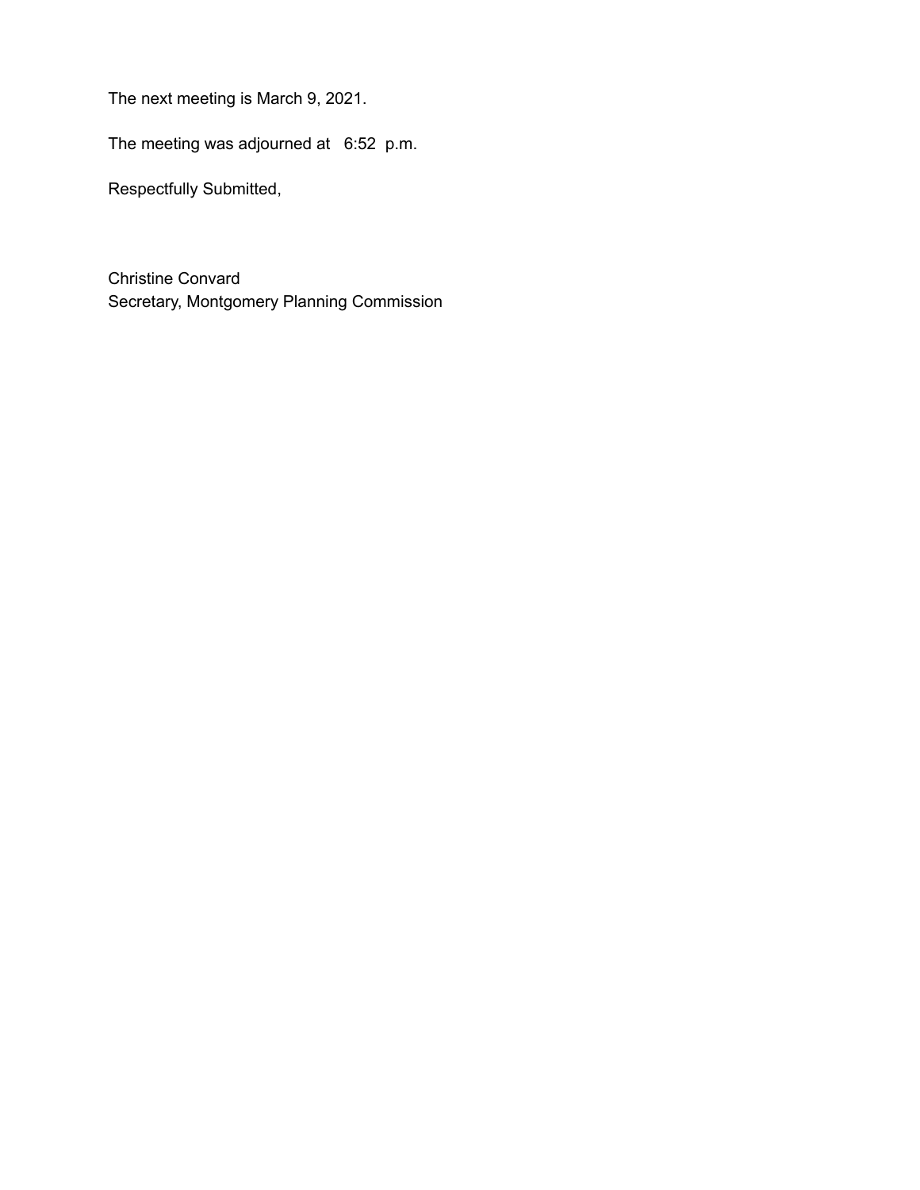The next meeting is March 9, 2021.

The meeting was adjourned at 6:52 p.m.

Respectfully Submitted,

Christine Convard
Secretary, Montgomery Planning Commission